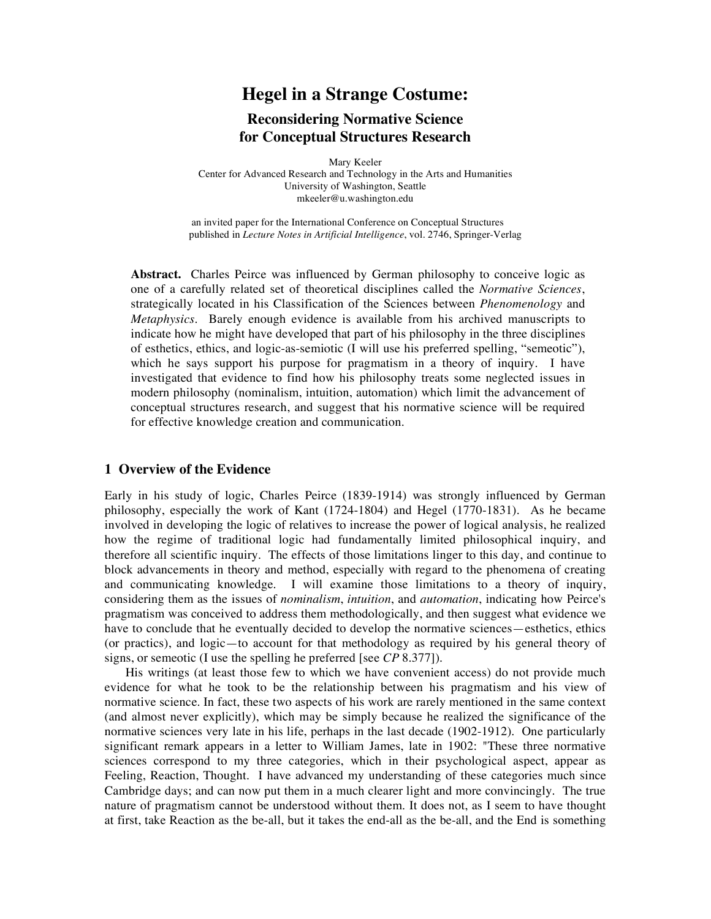# Hegel in a Strange Costume:

## Reconsidering Normative Science for Conceptual Structures Research

Mary Keeler
Center for Advanced Research and Technology in the Arts and Humanities
University of Washington, Seattle
mkeeler@u.washington.edu

an invited paper for the International Conference on Conceptual Structures
published in *Lecture Notes in Artificial Intelligence*, vol. 2746, Springer-Verlag

**Abstract.** Charles Peirce was influenced by German philosophy to conceive logic as one of a carefully related set of theoretical disciplines called the *Normative Sciences*, strategically located in his Classification of the Sciences between *Phenomenology* and *Metaphysics*. Barely enough evidence is available from his archived manuscripts to indicate how he might have developed that part of his philosophy in the three disciplines of esthetics, ethics, and logic-as-semiotic (I will use his preferred spelling, "semeotic"), which he says support his purpose for pragmatism in a theory of inquiry. I have investigated that evidence to find how his philosophy treats some neglected issues in modern philosophy (nominalism, intuition, automation) which limit the advancement of conceptual structures research, and suggest that his normative science will be required for effective knowledge creation and communication.

## 1 Overview of the Evidence

Early in his study of logic, Charles Peirce (1839-1914) was strongly influenced by German philosophy, especially the work of Kant (1724-1804) and Hegel (1770-1831). As he became involved in developing the logic of relatives to increase the power of logical analysis, he realized how the regime of traditional logic had fundamentally limited philosophical inquiry, and therefore all scientific inquiry. The effects of those limitations linger to this day, and continue to block advancements in theory and method, especially with regard to the phenomena of creating and communicating knowledge. I will examine those limitations to a theory of inquiry, considering them as the issues of *nominalism*, *intuition*, and *automation*, indicating how Peirce's pragmatism was conceived to address them methodologically, and then suggest what evidence we have to conclude that he eventually decided to develop the normative sciences—esthetics, ethics (or practics), and logic—to account for that methodology as required by his general theory of signs, or semeotic (I use the spelling he preferred [see *CP* 8.377]).

His writings (at least those few to which we have convenient access) do not provide much evidence for what he took to be the relationship between his pragmatism and his view of normative science. In fact, these two aspects of his work are rarely mentioned in the same context (and almost never explicitly), which may be simply because he realized the significance of the normative sciences very late in his life, perhaps in the last decade (1902-1912). One particularly significant remark appears in a letter to William James, late in 1902: "These three normative sciences correspond to my three categories, which in their psychological aspect, appear as Feeling, Reaction, Thought. I have advanced my understanding of these categories much since Cambridge days; and can now put them in a much clearer light and more convincingly. The true nature of pragmatism cannot be understood without them. It does not, as I seem to have thought at first, take Reaction as the be-all, but it takes the end-all as the be-all, and the End is something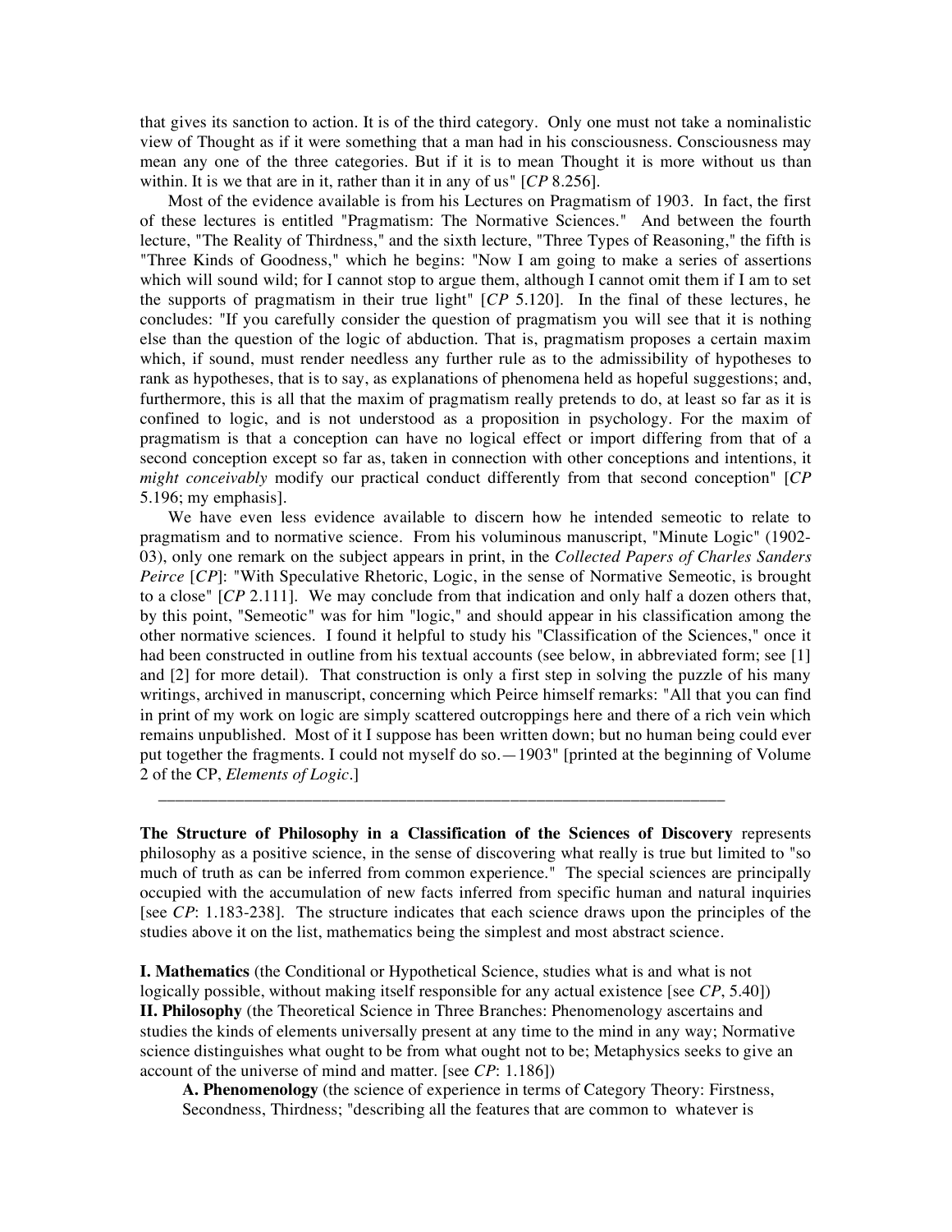that gives its sanction to action. It is of the third category. Only one must not take a nominalistic view of Thought as if it were something that a man had in his consciousness. Consciousness may mean any one of the three categories. But if it is to mean Thought it is more without us than within. It is we that are in it, rather than it in any of us" [*CP* 8.256].

Most of the evidence available is from his Lectures on Pragmatism of 1903. In fact, the first of these lectures is entitled "Pragmatism: The Normative Sciences." And between the fourth lecture, "The Reality of Thirdness," and the sixth lecture, "Three Types of Reasoning," the fifth is "Three Kinds of Goodness," which he begins: "Now I am going to make a series of assertions which will sound wild; for I cannot stop to argue them, although I cannot omit them if I am to set the supports of pragmatism in their true light" [*CP* 5.120]. In the final of these lectures, he concludes: "If you carefully consider the question of pragmatism you will see that it is nothing else than the question of the logic of abduction. That is, pragmatism proposes a certain maxim which, if sound, must render needless any further rule as to the admissibility of hypotheses to rank as hypotheses, that is to say, as explanations of phenomena held as hopeful suggestions; and, furthermore, this is all that the maxim of pragmatism really pretends to do, at least so far as it is confined to logic, and is not understood as a proposition in psychology. For the maxim of pragmatism is that a conception can have no logical effect or import differing from that of a second conception except so far as, taken in connection with other conceptions and intentions, it *might conceivably* modify our practical conduct differently from that second conception" [*CP* 5.196; my emphasis].

We have even less evidence available to discern how he intended semeotic to relate to pragmatism and to normative science. From his voluminous manuscript, "Minute Logic" (1902-03), only one remark on the subject appears in print, in the *Collected Papers of Charles Sanders Peirce* [*CP*]: "With Speculative Rhetoric, Logic, in the sense of Normative Semeotic, is brought to a close" [*CP* 2.111]. We may conclude from that indication and only half a dozen others that, by this point, "Semeotic" was for him "logic," and should appear in his classification among the other normative sciences. I found it helpful to study his "Classification of the Sciences," once it had been constructed in outline from his textual accounts (see below, in abbreviated form; see [1] and [2] for more detail). That construction is only a first step in solving the puzzle of his many writings, archived in manuscript, concerning which Peirce himself remarks: "All that you can find in print of my work on logic are simply scattered outcroppings here and there of a rich vein which remains unpublished. Most of it I suppose has been written down; but no human being could ever put together the fragments. I could not myself do so.—1903" [printed at the beginning of Volume 2 of the CP, *Elements of Logic*.]

---

**The Structure of Philosophy in a Classification of the Sciences of Discovery** represents philosophy as a positive science, in the sense of discovering what really is true but limited to "so much of truth as can be inferred from common experience." The special sciences are principally occupied with the accumulation of new facts inferred from specific human and natural inquiries [see *CP*: 1.183-238]. The structure indicates that each science draws upon the principles of the studies above it on the list, mathematics being the simplest and most abstract science.

**I. Mathematics** (the Conditional or Hypothetical Science, studies what is and what is not logically possible, without making itself responsible for any actual existence [see *CP*, 5.40])

**II. Philosophy** (the Theoretical Science in Three Branches: Phenomenology ascertains and studies the kinds of elements universally present at any time to the mind in any way; Normative science distinguishes what ought to be from what ought not to be; Metaphysics seeks to give an account of the universe of mind and matter. [see *CP*: 1.186])

**A. Phenomenology** (the science of experience in terms of Category Theory: Firstness, Secondness, Thirdness; "describing all the features that are common to whatever is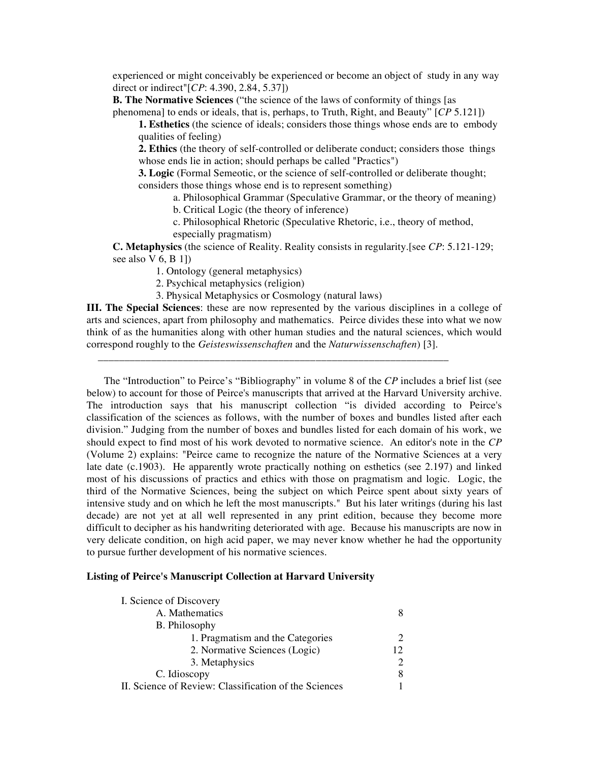experienced or might conceivably be experienced or become an object of study in any way direct or indirect"[*CP*: 4.390, 2.84, 5.37])

**B. The Normative Sciences** ("the science of the laws of conformity of things [as phenomena] to ends or ideals, that is, perhaps, to Truth, Right, and Beauty" [*CP* 5.121])

- **1. Esthetics** (the science of ideals; considers those things whose ends are to embody qualities of feeling)
- **2. Ethics** (the theory of self-controlled or deliberate conduct; considers those things whose ends lie in action; should perhaps be called "Practics")
- **3. Logic** (Formal Semeotic, or the science of self-controlled or deliberate thought; considers those things whose end is to represent something)
  - a. Philosophical Grammar (Speculative Grammar, or the theory of meaning)
  - b. Critical Logic (the theory of inference)
  - c. Philosophical Rhetoric (Speculative Rhetoric, i.e., theory of method, especially pragmatism)

**C. Metaphysics** (the science of Reality. Reality consists in regularity.[see *CP*: 5.121-129; see also V 6, B 1])

- 1. Ontology (general metaphysics)
- 2. Psychical metaphysics (religion)
- 3. Physical Metaphysics or Cosmology (natural laws)

**III. The Special Sciences**: these are now represented by the various disciplines in a college of arts and sciences, apart from philosophy and mathematics. Peirce divides these into what we now think of as the humanities along with other human studies and the natural sciences, which would correspond roughly to the *Geisteswissenschaften* and the *Naturwissenschaften*) [3].

---

The "Introduction" to Peirce's "Bibliography" in volume 8 of the *CP* includes a brief list (see below) to account for those of Peirce's manuscripts that arrived at the Harvard University archive. The introduction says that his manuscript collection "is divided according to Peirce's classification of the sciences as follows, with the number of boxes and bundles listed after each division." Judging from the number of boxes and bundles listed for each domain of his work, we should expect to find most of his work devoted to normative science. An editor's note in the *CP* (Volume 2) explains: "Peirce came to recognize the nature of the Normative Sciences at a very late date (c.1903). He apparently wrote practically nothing on esthetics (see 2.197) and linked most of his discussions of practics and ethics with those on pragmatism and logic. Logic, the third of the Normative Sciences, being the subject on which Peirce spent about sixty years of intensive study and on which he left the most manuscripts." But his later writings (during his last decade) are not yet at all well represented in any print edition, because they become more difficult to decipher as his handwriting deteriorated with age. Because his manuscripts are now in very delicate condition, on high acid paper, we may never know whether he had the opportunity to pursue further development of his normative sciences.

**Listing of Peirce's Manuscript Collection at Harvard University**

| | |
|---|---|
| I. Science of Discovery | |
| A. Mathematics | 8 |
| B. Philosophy | |
| 1. Pragmatism and the Categories | 2 |
| 2. Normative Sciences (Logic) | 12 |
| 3. Metaphysics | 2 |
| C. Idioscopy | 8 |
| II. Science of Review: Classification of the Sciences | 1 |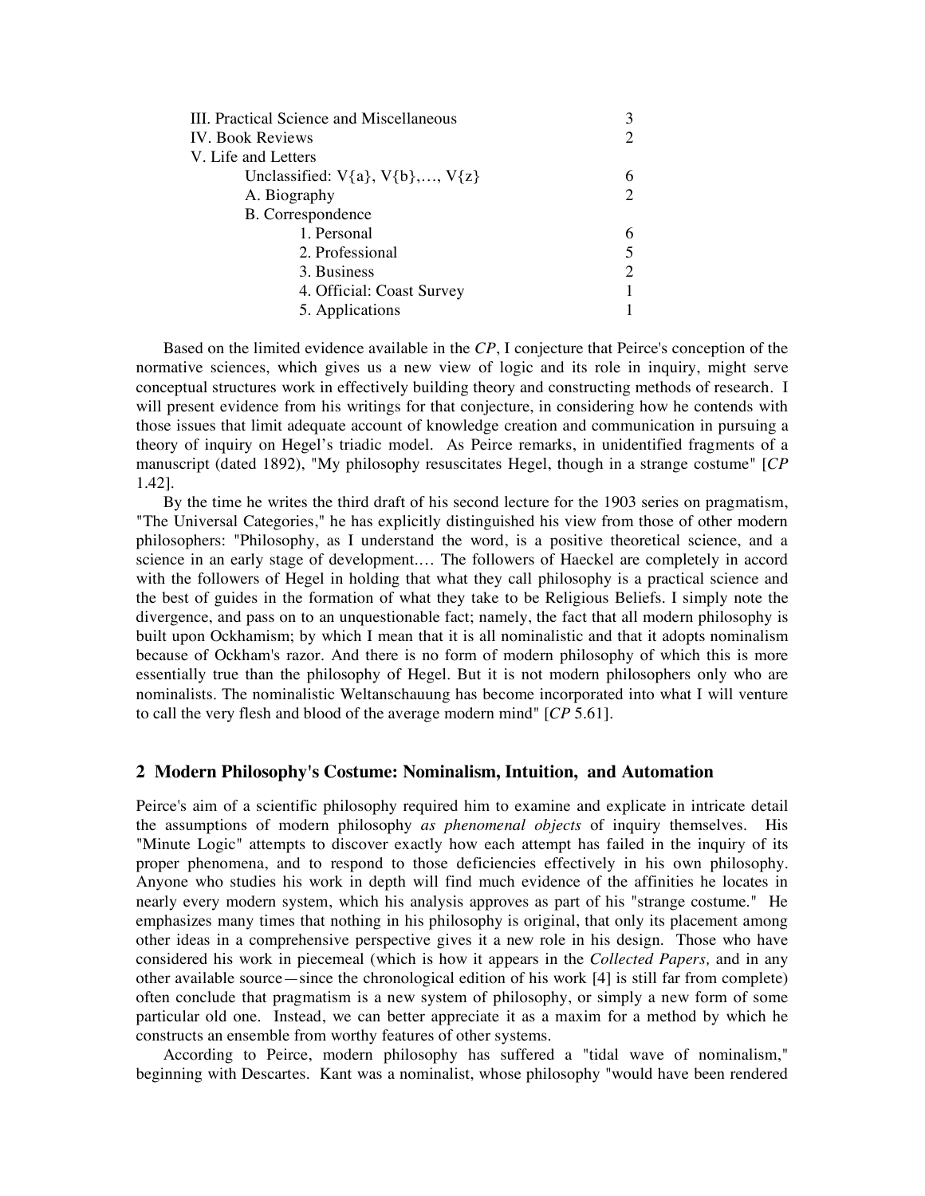| | |
|---|---|
| III. Practical Science and Miscellaneous | 3 |
| IV. Book Reviews | 2 |
| V. Life and Letters | |
| Unclassified: V{a}, V{b},…, V{z} | 6 |
| A. Biography | 2 |
| B. Correspondence | |
| 1. Personal | 6 |
| 2. Professional | 5 |
| 3. Business | 2 |
| 4. Official: Coast Survey | 1 |
| 5. Applications | 1 |

Based on the limited evidence available in the *CP*, I conjecture that Peirce's conception of the normative sciences, which gives us a new view of logic and its role in inquiry, might serve conceptual structures work in effectively building theory and constructing methods of research. I will present evidence from his writings for that conjecture, in considering how he contends with those issues that limit adequate account of knowledge creation and communication in pursuing a theory of inquiry on Hegel's triadic model. As Peirce remarks, in unidentified fragments of a manuscript (dated 1892), "My philosophy resuscitates Hegel, though in a strange costume" [*CP* 1.42].

By the time he writes the third draft of his second lecture for the 1903 series on pragmatism, "The Universal Categories," he has explicitly distinguished his view from those of other modern philosophers: "Philosophy, as I understand the word, is a positive theoretical science, and a science in an early stage of development.… The followers of Haeckel are completely in accord with the followers of Hegel in holding that what they call philosophy is a practical science and the best of guides in the formation of what they take to be Religious Beliefs. I simply note the divergence, and pass on to an unquestionable fact; namely, the fact that all modern philosophy is built upon Ockhamism; by which I mean that it is all nominalistic and that it adopts nominalism because of Ockham's razor. And there is no form of modern philosophy of which this is more essentially true than the philosophy of Hegel. But it is not modern philosophers only who are nominalists. The nominalistic Weltanschauung has become incorporated into what I will venture to call the very flesh and blood of the average modern mind" [*CP* 5.61].

## 2 Modern Philosophy's Costume: Nominalism, Intuition, and Automation

Peirce's aim of a scientific philosophy required him to examine and explicate in intricate detail the assumptions of modern philosophy *as phenomenal objects* of inquiry themselves. His "Minute Logic" attempts to discover exactly how each attempt has failed in the inquiry of its proper phenomena, and to respond to those deficiencies effectively in his own philosophy. Anyone who studies his work in depth will find much evidence of the affinities he locates in nearly every modern system, which his analysis approves as part of his "strange costume." He emphasizes many times that nothing in his philosophy is original, that only its placement among other ideas in a comprehensive perspective gives it a new role in his design. Those who have considered his work in piecemeal (which is how it appears in the *Collected Papers,* and in any other available source—since the chronological edition of his work [4] is still far from complete) often conclude that pragmatism is a new system of philosophy, or simply a new form of some particular old one. Instead, we can better appreciate it as a maxim for a method by which he constructs an ensemble from worthy features of other systems.

According to Peirce, modern philosophy has suffered a "tidal wave of nominalism," beginning with Descartes. Kant was a nominalist, whose philosophy "would have been rendered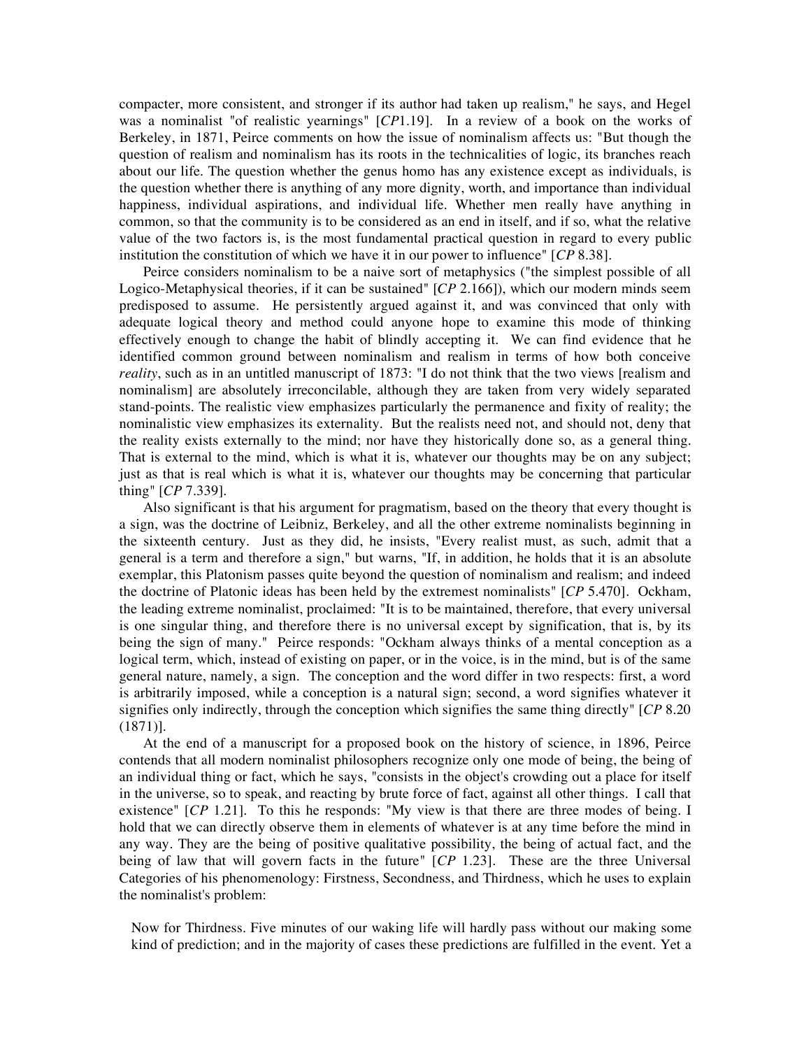compacter, more consistent, and stronger if its author had taken up realism," he says, and Hegel was a nominalist "of realistic yearnings" [*CP*1.19]. In a review of a book on the works of Berkeley, in 1871, Peirce comments on how the issue of nominalism affects us: "But though the question of realism and nominalism has its roots in the technicalities of logic, its branches reach about our life. The question whether the genus homo has any existence except as individuals, is the question whether there is anything of any more dignity, worth, and importance than individual happiness, individual aspirations, and individual life. Whether men really have anything in common, so that the community is to be considered as an end in itself, and if so, what the relative value of the two factors is, is the most fundamental practical question in regard to every public institution the constitution of which we have it in our power to influence" [*CP* 8.38].

Peirce considers nominalism to be a naive sort of metaphysics ("the simplest possible of all Logico-Metaphysical theories, if it can be sustained" [*CP* 2.166]), which our modern minds seem predisposed to assume. He persistently argued against it, and was convinced that only with adequate logical theory and method could anyone hope to examine this mode of thinking effectively enough to change the habit of blindly accepting it. We can find evidence that he identified common ground between nominalism and realism in terms of how both conceive *reality*, such as in an untitled manuscript of 1873: "I do not think that the two views [realism and nominalism] are absolutely irreconcilable, although they are taken from very widely separated stand-points. The realistic view emphasizes particularly the permanence and fixity of reality; the nominalistic view emphasizes its externality. But the realists need not, and should not, deny that the reality exists externally to the mind; nor have they historically done so, as a general thing. That is external to the mind, which is what it is, whatever our thoughts may be on any subject; just as that is real which is what it is, whatever our thoughts may be concerning that particular thing" [*CP* 7.339].

Also significant is that his argument for pragmatism, based on the theory that every thought is a sign, was the doctrine of Leibniz, Berkeley, and all the other extreme nominalists beginning in the sixteenth century. Just as they did, he insists, "Every realist must, as such, admit that a general is a term and therefore a sign," but warns, "If, in addition, he holds that it is an absolute exemplar, this Platonism passes quite beyond the question of nominalism and realism; and indeed the doctrine of Platonic ideas has been held by the extremest nominalists" [*CP* 5.470]. Ockham, the leading extreme nominalist, proclaimed: "It is to be maintained, therefore, that every universal is one singular thing, and therefore there is no universal except by signification, that is, by its being the sign of many." Peirce responds: "Ockham always thinks of a mental conception as a logical term, which, instead of existing on paper, or in the voice, is in the mind, but is of the same general nature, namely, a sign. The conception and the word differ in two respects: first, a word is arbitrarily imposed, while a conception is a natural sign; second, a word signifies whatever it signifies only indirectly, through the conception which signifies the same thing directly" [*CP* 8.20 (1871)].

At the end of a manuscript for a proposed book on the history of science, in 1896, Peirce contends that all modern nominalist philosophers recognize only one mode of being, the being of an individual thing or fact, which he says, "consists in the object's crowding out a place for itself in the universe, so to speak, and reacting by brute force of fact, against all other things. I call that existence" [*CP* 1.21]. To this he responds: "My view is that there are three modes of being. I hold that we can directly observe them in elements of whatever is at any time before the mind in any way. They are the being of positive qualitative possibility, the being of actual fact, and the being of law that will govern facts in the future" [*CP* 1.23]. These are the three Universal Categories of his phenomenology: Firstness, Secondness, and Thirdness, which he uses to explain the nominalist's problem:

> Now for Thirdness. Five minutes of our waking life will hardly pass without our making some kind of prediction; and in the majority of cases these predictions are fulfilled in the event. Yet a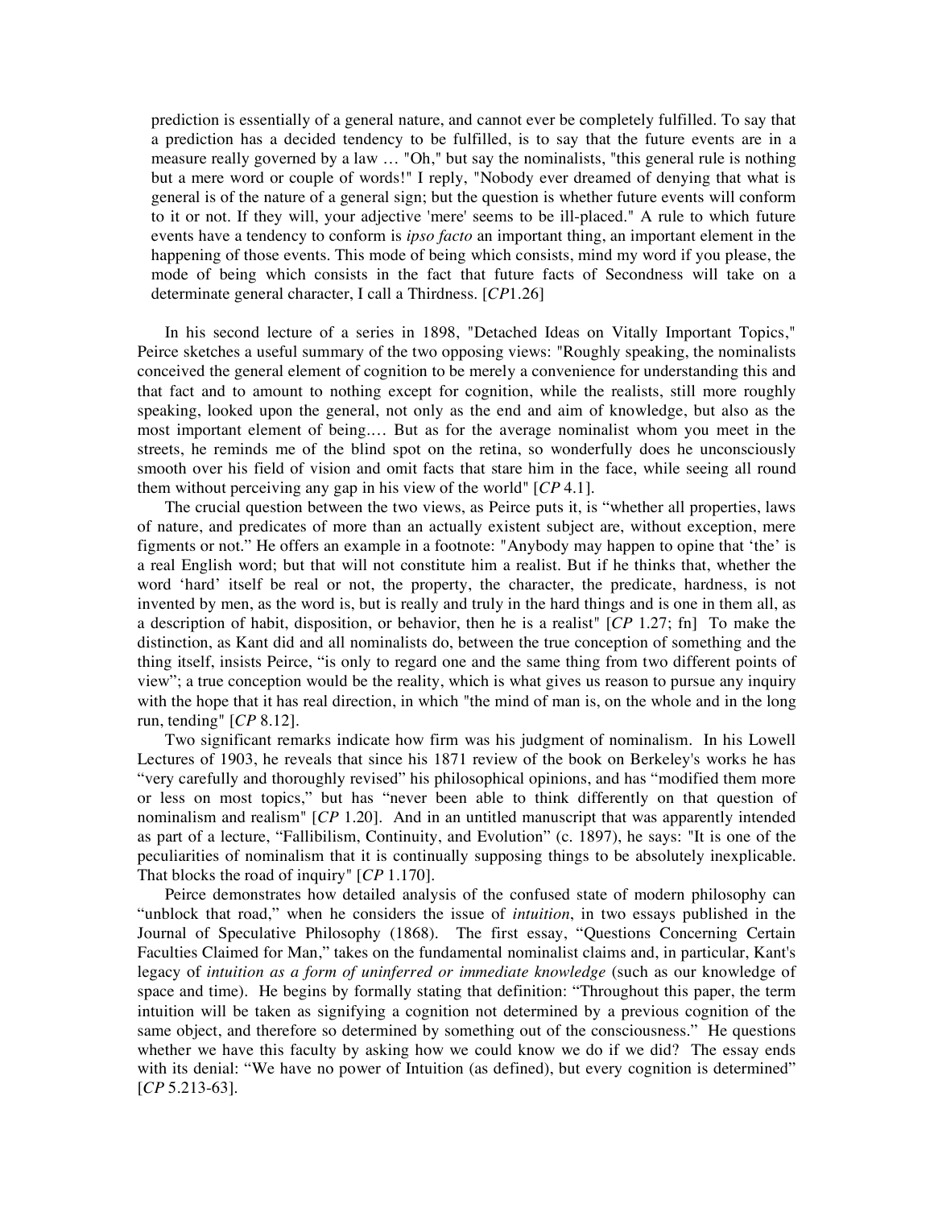> prediction is essentially of a general nature, and cannot ever be completely fulfilled. To say that a prediction has a decided tendency to be fulfilled, is to say that the future events are in a measure really governed by a law … "Oh," but say the nominalists, "this general rule is nothing but a mere word or couple of words!" I reply, "Nobody ever dreamed of denying that what is general is of the nature of a general sign; but the question is whether future events will conform to it or not. If they will, your adjective 'mere' seems to be ill-placed." A rule to which future events have a tendency to conform is *ipso facto* an important thing, an important element in the happening of those events. This mode of being which consists, mind my word if you please, the mode of being which consists in the fact that future facts of Secondness will take on a determinate general character, I call a Thirdness. [*CP*1.26]

In his second lecture of a series in 1898, "Detached Ideas on Vitally Important Topics," Peirce sketches a useful summary of the two opposing views: "Roughly speaking, the nominalists conceived the general element of cognition to be merely a convenience for understanding this and that fact and to amount to nothing except for cognition, while the realists, still more roughly speaking, looked upon the general, not only as the end and aim of knowledge, but also as the most important element of being.… But as for the average nominalist whom you meet in the streets, he reminds me of the blind spot on the retina, so wonderfully does he unconsciously smooth over his field of vision and omit facts that stare him in the face, while seeing all round them without perceiving any gap in his view of the world" [*CP* 4.1].

The crucial question between the two views, as Peirce puts it, is "whether all properties, laws of nature, and predicates of more than an actually existent subject are, without exception, mere figments or not." He offers an example in a footnote: "Anybody may happen to opine that 'the' is a real English word; but that will not constitute him a realist. But if he thinks that, whether the word 'hard' itself be real or not, the property, the character, the predicate, hardness, is not invented by men, as the word is, but is really and truly in the hard things and is one in them all, as a description of habit, disposition, or behavior, then he is a realist" [*CP* 1.27; fn] To make the distinction, as Kant did and all nominalists do, between the true conception of something and the thing itself, insists Peirce, "is only to regard one and the same thing from two different points of view"; a true conception would be the reality, which is what gives us reason to pursue any inquiry with the hope that it has real direction, in which "the mind of man is, on the whole and in the long run, tending" [*CP* 8.12].

Two significant remarks indicate how firm was his judgment of nominalism. In his Lowell Lectures of 1903, he reveals that since his 1871 review of the book on Berkeley's works he has "very carefully and thoroughly revised" his philosophical opinions, and has "modified them more or less on most topics," but has "never been able to think differently on that question of nominalism and realism" [*CP* 1.20]. And in an untitled manuscript that was apparently intended as part of a lecture, "Fallibilism, Continuity, and Evolution" (c. 1897), he says: "It is one of the peculiarities of nominalism that it is continually supposing things to be absolutely inexplicable. That blocks the road of inquiry" [*CP* 1.170].

Peirce demonstrates how detailed analysis of the confused state of modern philosophy can "unblock that road," when he considers the issue of *intuition*, in two essays published in the Journal of Speculative Philosophy (1868). The first essay, "Questions Concerning Certain Faculties Claimed for Man," takes on the fundamental nominalist claims and, in particular, Kant's legacy of *intuition as a form of uninferred or immediate knowledge* (such as our knowledge of space and time). He begins by formally stating that definition: "Throughout this paper, the term intuition will be taken as signifying a cognition not determined by a previous cognition of the same object, and therefore so determined by something out of the consciousness." He questions whether we have this faculty by asking how we could know we do if we did? The essay ends with its denial: "We have no power of Intuition (as defined), but every cognition is determined" [*CP* 5.213-63].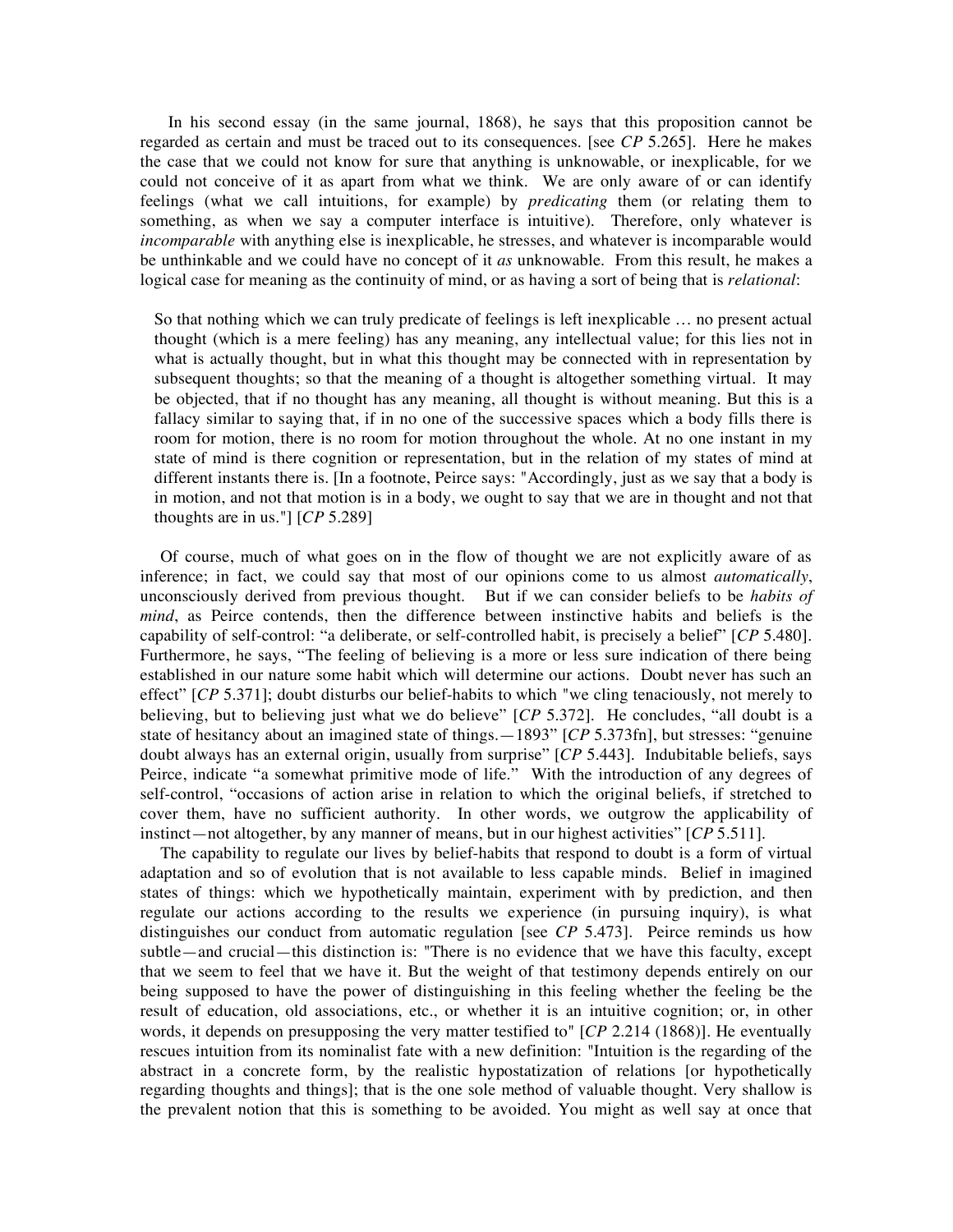In his second essay (in the same journal, 1868), he says that this proposition cannot be regarded as certain and must be traced out to its consequences. [see *CP* 5.265]. Here he makes the case that we could not know for sure that anything is unknowable, or inexplicable, for we could not conceive of it as apart from what we think. We are only aware of or can identify feelings (what we call intuitions, for example) by *predicating* them (or relating them to something, as when we say a computer interface is intuitive). Therefore, only whatever is *incomparable* with anything else is inexplicable, he stresses, and whatever is incomparable would be unthinkable and we could have no concept of it *as* unknowable. From this result, he makes a logical case for meaning as the continuity of mind, or as having a sort of being that is *relational*:

> So that nothing which we can truly predicate of feelings is left inexplicable … no present actual thought (which is a mere feeling) has any meaning, any intellectual value; for this lies not in what is actually thought, but in what this thought may be connected with in representation by subsequent thoughts; so that the meaning of a thought is altogether something virtual. It may be objected, that if no thought has any meaning, all thought is without meaning. But this is a fallacy similar to saying that, if in no one of the successive spaces which a body fills there is room for motion, there is no room for motion throughout the whole. At no one instant in my state of mind is there cognition or representation, but in the relation of my states of mind at different instants there is. [In a footnote, Peirce says: "Accordingly, just as we say that a body is in motion, and not that motion is in a body, we ought to say that we are in thought and not that thoughts are in us."] [*CP* 5.289]

Of course, much of what goes on in the flow of thought we are not explicitly aware of as inference; in fact, we could say that most of our opinions come to us almost *automatically*, unconsciously derived from previous thought. But if we can consider beliefs to be *habits of mind*, as Peirce contends, then the difference between instinctive habits and beliefs is the capability of self-control: "a deliberate, or self-controlled habit, is precisely a belief" [*CP* 5.480]. Furthermore, he says, "The feeling of believing is a more or less sure indication of there being established in our nature some habit which will determine our actions. Doubt never has such an effect" [*CP* 5.371]; doubt disturbs our belief-habits to which "we cling tenaciously, not merely to believing, but to believing just what we do believe" [*CP* 5.372]. He concludes, "all doubt is a state of hesitancy about an imagined state of things.—1893" [*CP* 5.373fn], but stresses: "genuine doubt always has an external origin, usually from surprise" [*CP* 5.443]. Indubitable beliefs, says Peirce, indicate "a somewhat primitive mode of life." With the introduction of any degrees of self-control, "occasions of action arise in relation to which the original beliefs, if stretched to cover them, have no sufficient authority. In other words, we outgrow the applicability of instinct—not altogether, by any manner of means, but in our highest activities" [*CP* 5.511].

The capability to regulate our lives by belief-habits that respond to doubt is a form of virtual adaptation and so of evolution that is not available to less capable minds. Belief in imagined states of things: which we hypothetically maintain, experiment with by prediction, and then regulate our actions according to the results we experience (in pursuing inquiry), is what distinguishes our conduct from automatic regulation [see *CP* 5.473]. Peirce reminds us how subtle—and crucial—this distinction is: "There is no evidence that we have this faculty, except that we seem to feel that we have it. But the weight of that testimony depends entirely on our being supposed to have the power of distinguishing in this feeling whether the feeling be the result of education, old associations, etc., or whether it is an intuitive cognition; or, in other words, it depends on presupposing the very matter testified to" [*CP* 2.214 (1868)]. He eventually rescues intuition from its nominalist fate with a new definition: "Intuition is the regarding of the abstract in a concrete form, by the realistic hypostatization of relations [or hypothetically regarding thoughts and things]; that is the one sole method of valuable thought. Very shallow is the prevalent notion that this is something to be avoided. You might as well say at once that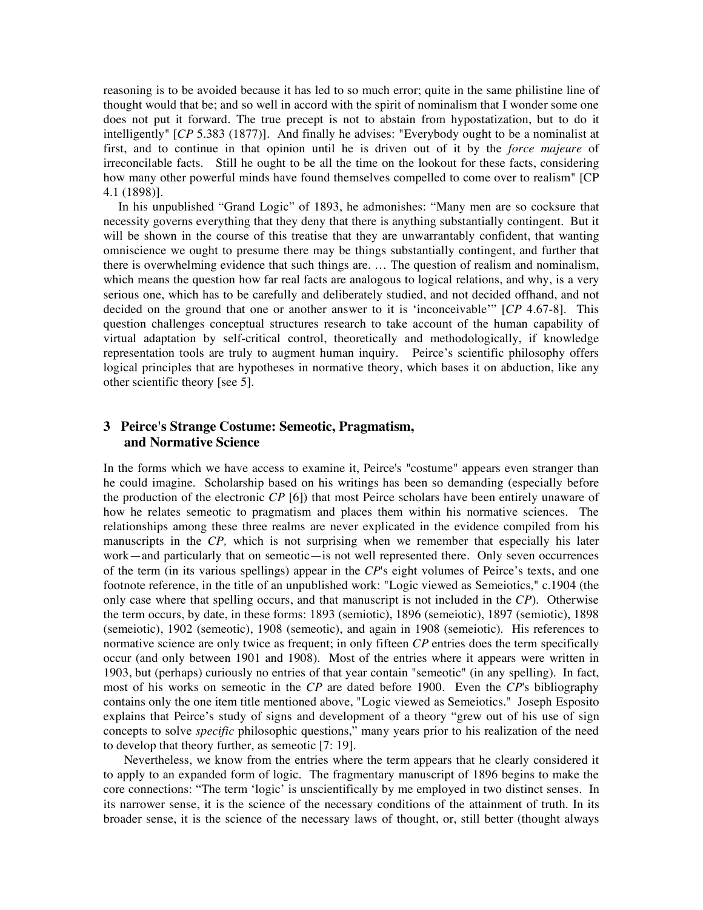reasoning is to be avoided because it has led to so much error; quite in the same philistine line of thought would that be; and so well in accord with the spirit of nominalism that I wonder some one does not put it forward. The true precept is not to abstain from hypostatization, but to do it intelligently" [*CP* 5.383 (1877)]. And finally he advises: "Everybody ought to be a nominalist at first, and to continue in that opinion until he is driven out of it by the *force majeure* of irreconcilable facts. Still he ought to be all the time on the lookout for these facts, considering how many other powerful minds have found themselves compelled to come over to realism" [CP 4.1 (1898)].

In his unpublished "Grand Logic" of 1893, he admonishes: "Many men are so cocksure that necessity governs everything that they deny that there is anything substantially contingent. But it will be shown in the course of this treatise that they are unwarrantably confident, that wanting omniscience we ought to presume there may be things substantially contingent, and further that there is overwhelming evidence that such things are. … The question of realism and nominalism, which means the question how far real facts are analogous to logical relations, and why, is a very serious one, which has to be carefully and deliberately studied, and not decided offhand, and not decided on the ground that one or another answer to it is 'inconceivable'" [*CP* 4.67-8]. This question challenges conceptual structures research to take account of the human capability of virtual adaptation by self-critical control, theoretically and methodologically, if knowledge representation tools are truly to augment human inquiry. Peirce's scientific philosophy offers logical principles that are hypotheses in normative theory, which bases it on abduction, like any other scientific theory [see 5].

## 3 Peirce's Strange Costume: Semeotic, Pragmatism, and Normative Science

In the forms which we have access to examine it, Peirce's "costume" appears even stranger than he could imagine. Scholarship based on his writings has been so demanding (especially before the production of the electronic *CP* [6]) that most Peirce scholars have been entirely unaware of how he relates semeotic to pragmatism and places them within his normative sciences. The relationships among these three realms are never explicated in the evidence compiled from his manuscripts in the *CP,* which is not surprising when we remember that especially his later work—and particularly that on semeotic—is not well represented there. Only seven occurrences of the term (in its various spellings) appear in the *CP*'s eight volumes of Peirce's texts, and one footnote reference, in the title of an unpublished work: "Logic viewed as Semeiotics," c.1904 (the only case where that spelling occurs, and that manuscript is not included in the *CP*). Otherwise the term occurs, by date, in these forms: 1893 (semiotic), 1896 (semeiotic), 1897 (semiotic), 1898 (semeiotic), 1902 (semeotic), 1908 (semeotic), and again in 1908 (semeiotic). His references to normative science are only twice as frequent; in only fifteen *CP* entries does the term specifically occur (and only between 1901 and 1908). Most of the entries where it appears were written in 1903, but (perhaps) curiously no entries of that year contain "semeotic" (in any spelling). In fact, most of his works on semeotic in the *CP* are dated before 1900. Even the *CP*'s bibliography contains only the one item title mentioned above, "Logic viewed as Semeiotics." Joseph Esposito explains that Peirce's study of signs and development of a theory "grew out of his use of sign concepts to solve *specific* philosophic questions," many years prior to his realization of the need to develop that theory further, as semeotic [7: 19].

Nevertheless, we know from the entries where the term appears that he clearly considered it to apply to an expanded form of logic. The fragmentary manuscript of 1896 begins to make the core connections: "The term 'logic' is unscientifically by me employed in two distinct senses. In its narrower sense, it is the science of the necessary conditions of the attainment of truth. In its broader sense, it is the science of the necessary laws of thought, or, still better (thought always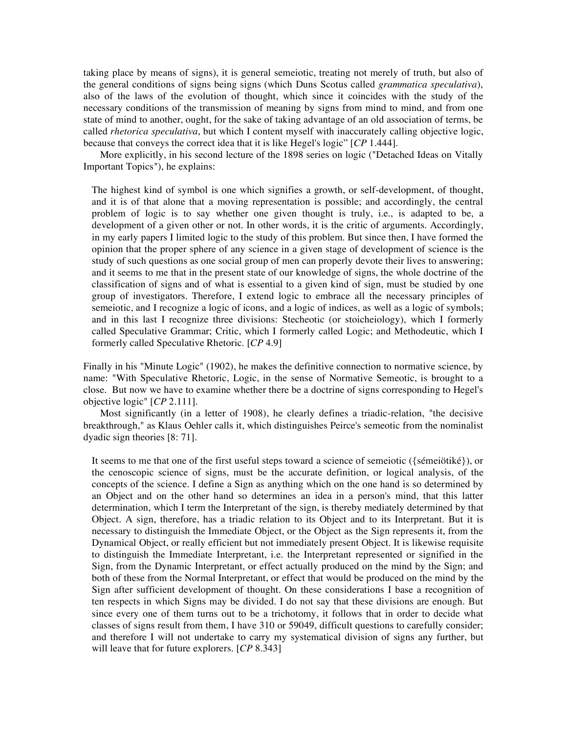taking place by means of signs), it is general semeiotic, treating not merely of truth, but also of the general conditions of signs being signs (which Duns Scotus called *grammatica speculativa*), also of the laws of the evolution of thought, which since it coincides with the study of the necessary conditions of the transmission of meaning by signs from mind to mind, and from one state of mind to another, ought, for the sake of taking advantage of an old association of terms, be called *rhetorica speculativa*, but which I content myself with inaccurately calling objective logic, because that conveys the correct idea that it is like Hegel's logic" [*CP* 1.444].

More explicitly, in his second lecture of the 1898 series on logic ("Detached Ideas on Vitally Important Topics"), he explains:

> The highest kind of symbol is one which signifies a growth, or self-development, of thought, and it is of that alone that a moving representation is possible; and accordingly, the central problem of logic is to say whether one given thought is truly, i.e., is adapted to be, a development of a given other or not. In other words, it is the critic of arguments. Accordingly, in my early papers I limited logic to the study of this problem. But since then, I have formed the opinion that the proper sphere of any science in a given stage of development of science is the study of such questions as one social group of men can properly devote their lives to answering; and it seems to me that in the present state of our knowledge of signs, the whole doctrine of the classification of signs and of what is essential to a given kind of sign, must be studied by one group of investigators. Therefore, I extend logic to embrace all the necessary principles of semeiotic, and I recognize a logic of icons, and a logic of indices, as well as a logic of symbols; and in this last I recognize three divisions: Stecheotic (or stoicheiology), which I formerly called Speculative Grammar; Critic, which I formerly called Logic; and Methodeutic, which I formerly called Speculative Rhetoric. [*CP* 4.9]

Finally in his "Minute Logic" (1902), he makes the definitive connection to normative science, by name: "With Speculative Rhetoric, Logic, in the sense of Normative Semeotic, is brought to a close. But now we have to examine whether there be a doctrine of signs corresponding to Hegel's objective logic" [*CP* 2.111].

Most significantly (in a letter of 1908), he clearly defines a triadic-relation, "the decisive breakthrough," as Klaus Oehler calls it, which distinguishes Peirce's semeotic from the nominalist dyadic sign theories [8: 71].

> It seems to me that one of the first useful steps toward a science of semeiotic ({sémeiötiké}), or the cenoscopic science of signs, must be the accurate definition, or logical analysis, of the concepts of the science. I define a Sign as anything which on the one hand is so determined by an Object and on the other hand so determines an idea in a person's mind, that this latter determination, which I term the Interpretant of the sign, is thereby mediately determined by that Object. A sign, therefore, has a triadic relation to its Object and to its Interpretant. But it is necessary to distinguish the Immediate Object, or the Object as the Sign represents it, from the Dynamical Object, or really efficient but not immediately present Object. It is likewise requisite to distinguish the Immediate Interpretant, i.e. the Interpretant represented or signified in the Sign, from the Dynamic Interpretant, or effect actually produced on the mind by the Sign; and both of these from the Normal Interpretant, or effect that would be produced on the mind by the Sign after sufficient development of thought. On these considerations I base a recognition of ten respects in which Signs may be divided. I do not say that these divisions are enough. But since every one of them turns out to be a trichotomy, it follows that in order to decide what classes of signs result from them, I have 310 or 59049, difficult questions to carefully consider; and therefore I will not undertake to carry my systematical division of signs any further, but will leave that for future explorers. [*CP* 8.343]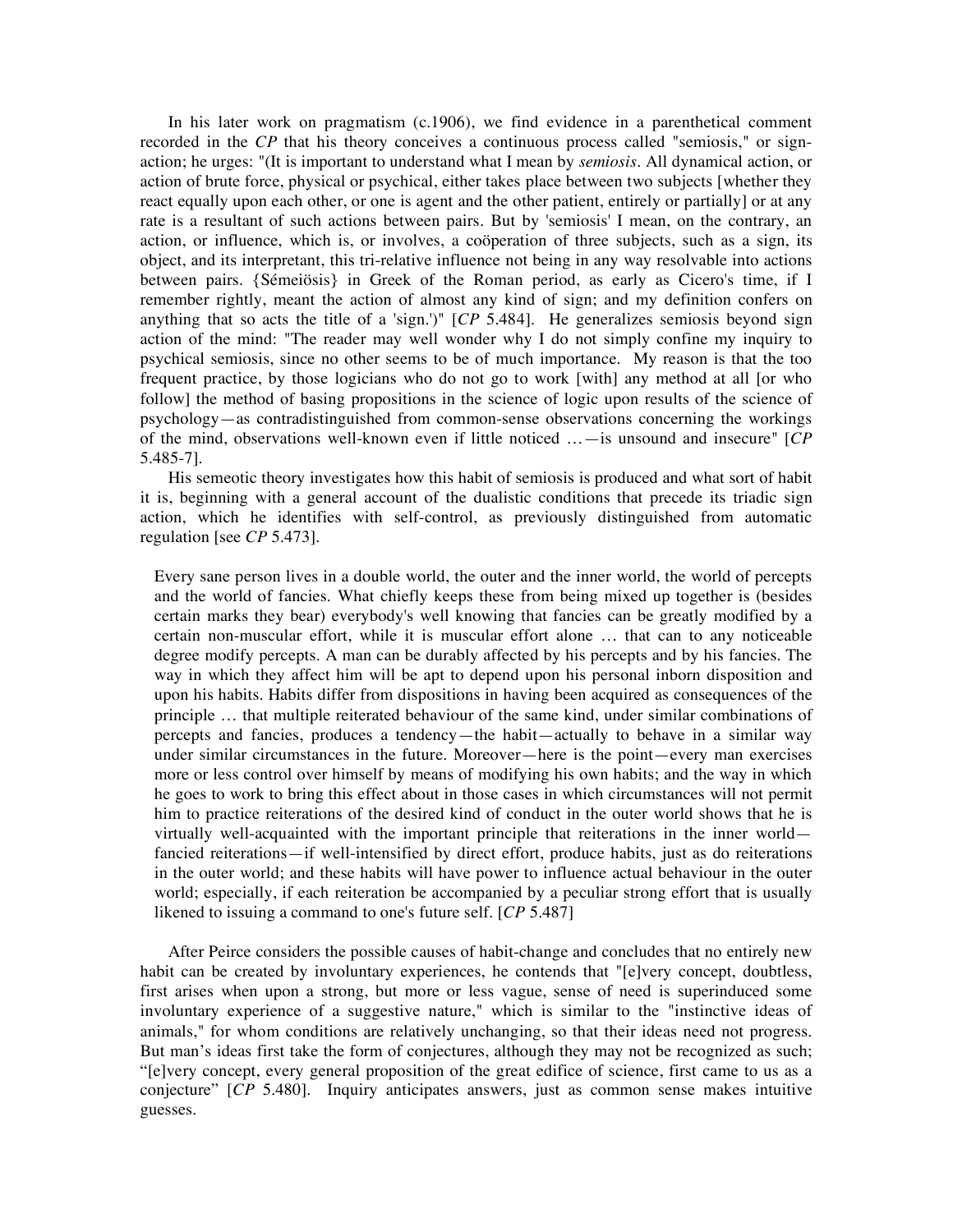In his later work on pragmatism (c.1906), we find evidence in a parenthetical comment recorded in the *CP* that his theory conceives a continuous process called "semiosis," or sign-action; he urges: "(It is important to understand what I mean by *semiosis*. All dynamical action, or action of brute force, physical or psychical, either takes place between two subjects [whether they react equally upon each other, or one is agent and the other patient, entirely or partially] or at any rate is a resultant of such actions between pairs. But by 'semiosis' I mean, on the contrary, an action, or influence, which is, or involves, a coöperation of three subjects, such as a sign, its object, and its interpretant, this tri-relative influence not being in any way resolvable into actions between pairs. {Sémeiösis} in Greek of the Roman period, as early as Cicero's time, if I remember rightly, meant the action of almost any kind of sign; and my definition confers on anything that so acts the title of a 'sign.')" [*CP* 5.484]. He generalizes semiosis beyond sign action of the mind: "The reader may well wonder why I do not simply confine my inquiry to psychical semiosis, since no other seems to be of much importance. My reason is that the too frequent practice, by those logicians who do not go to work [with] any method at all [or who follow] the method of basing propositions in the science of logic upon results of the science of psychology—as contradistinguished from common-sense observations concerning the workings of the mind, observations well-known even if little noticed …—is unsound and insecure" [*CP* 5.485-7].

His semeotic theory investigates how this habit of semiosis is produced and what sort of habit it is, beginning with a general account of the dualistic conditions that precede its triadic sign action, which he identifies with self-control, as previously distinguished from automatic regulation [see *CP* 5.473].

> Every sane person lives in a double world, the outer and the inner world, the world of percepts and the world of fancies. What chiefly keeps these from being mixed up together is (besides certain marks they bear) everybody's well knowing that fancies can be greatly modified by a certain non-muscular effort, while it is muscular effort alone … that can to any noticeable degree modify percepts. A man can be durably affected by his percepts and by his fancies. The way in which they affect him will be apt to depend upon his personal inborn disposition and upon his habits. Habits differ from dispositions in having been acquired as consequences of the principle … that multiple reiterated behaviour of the same kind, under similar combinations of percepts and fancies, produces a tendency—the habit—actually to behave in a similar way under similar circumstances in the future. Moreover—here is the point—every man exercises more or less control over himself by means of modifying his own habits; and the way in which he goes to work to bring this effect about in those cases in which circumstances will not permit him to practice reiterations of the desired kind of conduct in the outer world shows that he is virtually well-acquainted with the important principle that reiterations in the inner world—fancied reiterations—if well-intensified by direct effort, produce habits, just as do reiterations in the outer world; and these habits will have power to influence actual behaviour in the outer world; especially, if each reiteration be accompanied by a peculiar strong effort that is usually likened to issuing a command to one's future self. [*CP* 5.487]

After Peirce considers the possible causes of habit-change and concludes that no entirely new habit can be created by involuntary experiences, he contends that "[e]very concept, doubtless, first arises when upon a strong, but more or less vague, sense of need is superinduced some involuntary experience of a suggestive nature," which is similar to the "instinctive ideas of animals," for whom conditions are relatively unchanging, so that their ideas need not progress. But man's ideas first take the form of conjectures, although they may not be recognized as such; "[e]very concept, every general proposition of the great edifice of science, first came to us as a conjecture" [*CP* 5.480]. Inquiry anticipates answers, just as common sense makes intuitive guesses.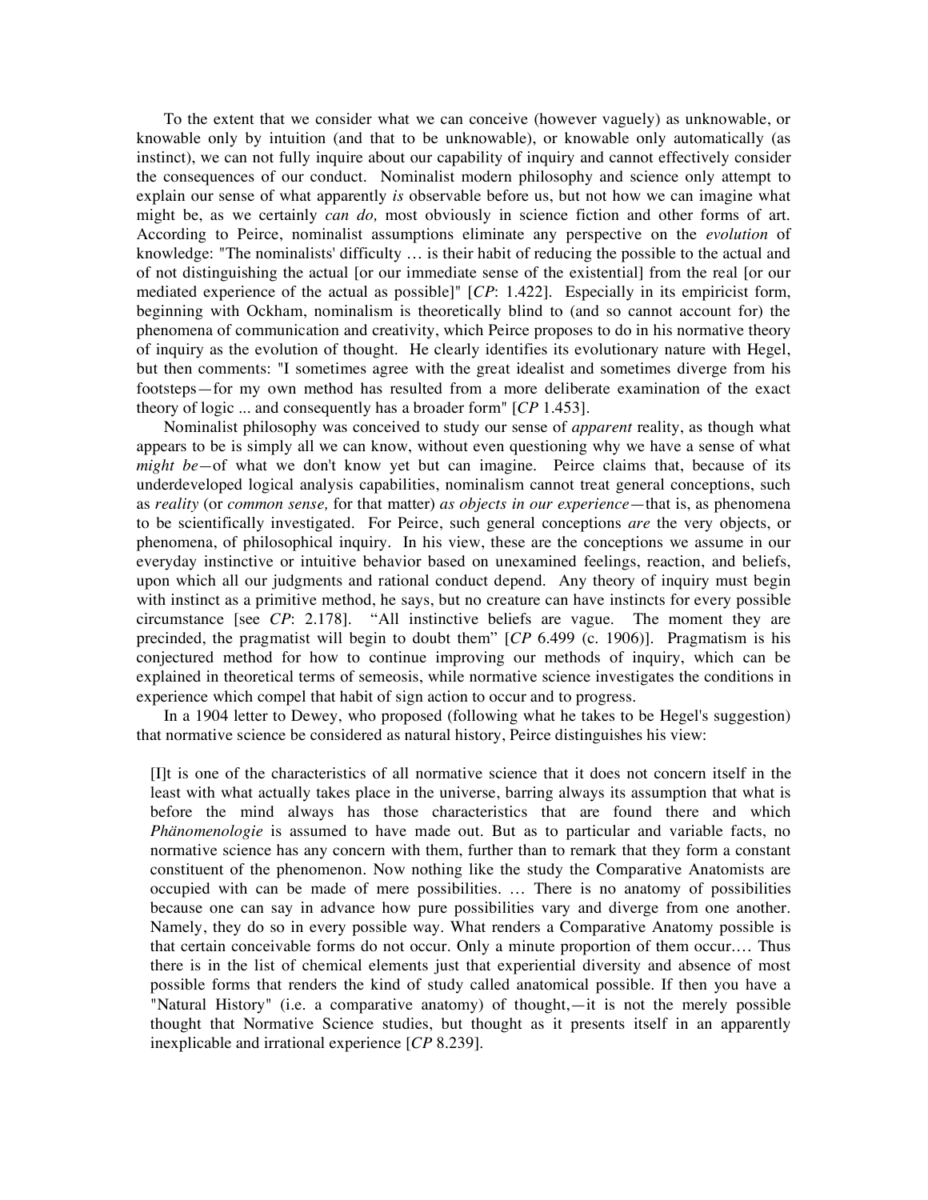To the extent that we consider what we can conceive (however vaguely) as unknowable, or knowable only by intuition (and that to be unknowable), or knowable only automatically (as instinct), we can not fully inquire about our capability of inquiry and cannot effectively consider the consequences of our conduct. Nominalist modern philosophy and science only attempt to explain our sense of what apparently *is* observable before us, but not how we can imagine what might be, as we certainly *can do,* most obviously in science fiction and other forms of art. According to Peirce, nominalist assumptions eliminate any perspective on the *evolution* of knowledge: "The nominalists' difficulty … is their habit of reducing the possible to the actual and of not distinguishing the actual [or our immediate sense of the existential] from the real [or our mediated experience of the actual as possible]" [*CP*: 1.422]. Especially in its empiricist form, beginning with Ockham, nominalism is theoretically blind to (and so cannot account for) the phenomena of communication and creativity, which Peirce proposes to do in his normative theory of inquiry as the evolution of thought. He clearly identifies its evolutionary nature with Hegel, but then comments: "I sometimes agree with the great idealist and sometimes diverge from his footsteps—for my own method has resulted from a more deliberate examination of the exact theory of logic ... and consequently has a broader form" [*CP* 1.453].

Nominalist philosophy was conceived to study our sense of *apparent* reality, as though what appears to be is simply all we can know, without even questioning why we have a sense of what *might be*—of what we don't know yet but can imagine. Peirce claims that, because of its underdeveloped logical analysis capabilities, nominalism cannot treat general conceptions, such as *reality* (or *common sense,* for that matter) *as objects in our experience*—that is, as phenomena to be scientifically investigated. For Peirce, such general conceptions *are* the very objects, or phenomena, of philosophical inquiry. In his view, these are the conceptions we assume in our everyday instinctive or intuitive behavior based on unexamined feelings, reaction, and beliefs, upon which all our judgments and rational conduct depend. Any theory of inquiry must begin with instinct as a primitive method, he says, but no creature can have instincts for every possible circumstance [see *CP*: 2.178]. "All instinctive beliefs are vague. The moment they are precinded, the pragmatist will begin to doubt them" [*CP* 6.499 (c. 1906)]. Pragmatism is his conjectured method for how to continue improving our methods of inquiry, which can be explained in theoretical terms of semeosis, while normative science investigates the conditions in experience which compel that habit of sign action to occur and to progress.

In a 1904 letter to Dewey, who proposed (following what he takes to be Hegel's suggestion) that normative science be considered as natural history, Peirce distinguishes his view:

> [I]t is one of the characteristics of all normative science that it does not concern itself in the least with what actually takes place in the universe, barring always its assumption that what is before the mind always has those characteristics that are found there and which *Phänomenologie* is assumed to have made out. But as to particular and variable facts, no normative science has any concern with them, further than to remark that they form a constant constituent of the phenomenon. Now nothing like the study the Comparative Anatomists are occupied with can be made of mere possibilities. … There is no anatomy of possibilities because one can say in advance how pure possibilities vary and diverge from one another. Namely, they do so in every possible way. What renders a Comparative Anatomy possible is that certain conceivable forms do not occur. Only a minute proportion of them occur.… Thus there is in the list of chemical elements just that experiential diversity and absence of most possible forms that renders the kind of study called anatomical possible. If then you have a "Natural History" (i.e. a comparative anatomy) of thought,—it is not the merely possible thought that Normative Science studies, but thought as it presents itself in an apparently inexplicable and irrational experience [*CP* 8.239].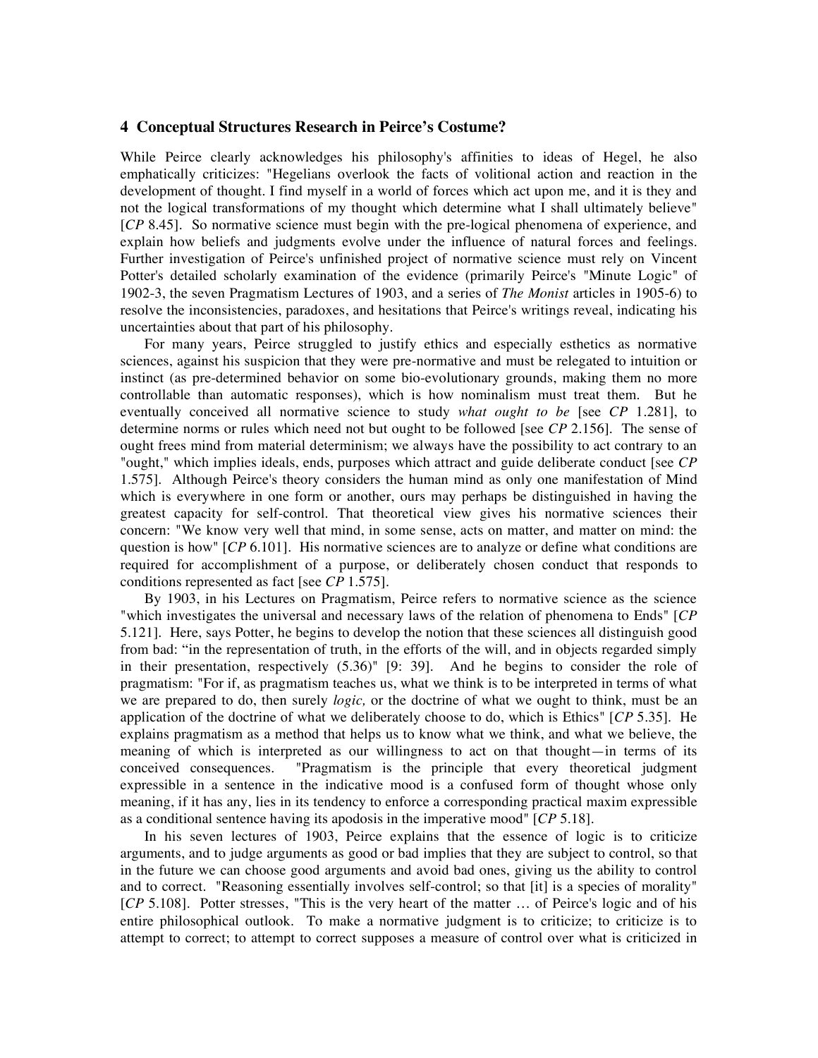### 4 Conceptual Structures Research in Peirce's Costume?

While Peirce clearly acknowledges his philosophy's affinities to ideas of Hegel, he also emphatically criticizes: "Hegelians overlook the facts of volitional action and reaction in the development of thought. I find myself in a world of forces which act upon me, and it is they and not the logical transformations of my thought which determine what I shall ultimately believe" [*CP* 8.45]. So normative science must begin with the pre-logical phenomena of experience, and explain how beliefs and judgments evolve under the influence of natural forces and feelings. Further investigation of Peirce's unfinished project of normative science must rely on Vincent Potter's detailed scholarly examination of the evidence (primarily Peirce's "Minute Logic" of 1902-3, the seven Pragmatism Lectures of 1903, and a series of *The Monist* articles in 1905-6) to resolve the inconsistencies, paradoxes, and hesitations that Peirce's writings reveal, indicating his uncertainties about that part of his philosophy.

For many years, Peirce struggled to justify ethics and especially esthetics as normative sciences, against his suspicion that they were pre-normative and must be relegated to intuition or instinct (as pre-determined behavior on some bio-evolutionary grounds, making them no more controllable than automatic responses), which is how nominalism must treat them. But he eventually conceived all normative science to study *what ought to be* [see *CP* 1.281], to determine norms or rules which need not but ought to be followed [see *CP* 2.156]. The sense of ought frees mind from material determinism; we always have the possibility to act contrary to an "ought," which implies ideals, ends, purposes which attract and guide deliberate conduct [see *CP* 1.575]. Although Peirce's theory considers the human mind as only one manifestation of Mind which is everywhere in one form or another, ours may perhaps be distinguished in having the greatest capacity for self-control. That theoretical view gives his normative sciences their concern: "We know very well that mind, in some sense, acts on matter, and matter on mind: the question is how" [*CP* 6.101]. His normative sciences are to analyze or define what conditions are required for accomplishment of a purpose, or deliberately chosen conduct that responds to conditions represented as fact [see *CP* 1.575].

By 1903, in his Lectures on Pragmatism, Peirce refers to normative science as the science "which investigates the universal and necessary laws of the relation of phenomena to Ends" [*CP* 5.121]. Here, says Potter, he begins to develop the notion that these sciences all distinguish good from bad: "in the representation of truth, in the efforts of the will, and in objects regarded simply in their presentation, respectively (5.36)" [9: 39]. And he begins to consider the role of pragmatism: "For if, as pragmatism teaches us, what we think is to be interpreted in terms of what we are prepared to do, then surely *logic,* or the doctrine of what we ought to think, must be an application of the doctrine of what we deliberately choose to do, which is Ethics" [*CP* 5.35]. He explains pragmatism as a method that helps us to know what we think, and what we believe, the meaning of which is interpreted as our willingness to act on that thought—in terms of its conceived consequences. "Pragmatism is the principle that every theoretical judgment expressible in a sentence in the indicative mood is a confused form of thought whose only meaning, if it has any, lies in its tendency to enforce a corresponding practical maxim expressible as a conditional sentence having its apodosis in the imperative mood" [*CP* 5.18].

In his seven lectures of 1903, Peirce explains that the essence of logic is to criticize arguments, and to judge arguments as good or bad implies that they are subject to control, so that in the future we can choose good arguments and avoid bad ones, giving us the ability to control and to correct. "Reasoning essentially involves self-control; so that [it] is a species of morality" [*CP* 5.108]. Potter stresses, "This is the very heart of the matter … of Peirce's logic and of his entire philosophical outlook. To make a normative judgment is to criticize; to criticize is to attempt to correct; to attempt to correct supposes a measure of control over what is criticized in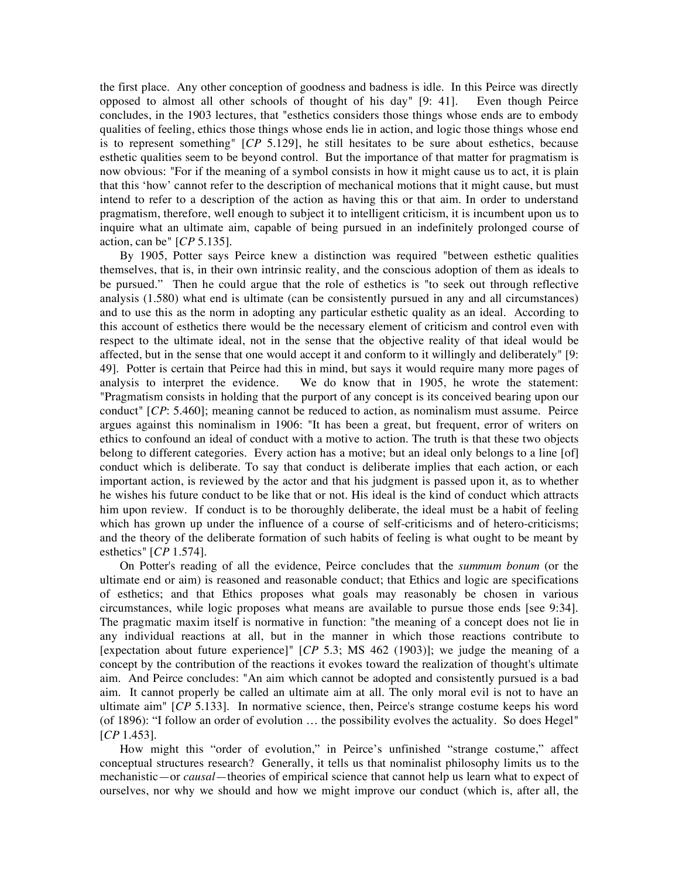the first place. Any other conception of goodness and badness is idle. In this Peirce was directly opposed to almost all other schools of thought of his day" [9: 41]. Even though Peirce concludes, in the 1903 lectures, that "esthetics considers those things whose ends are to embody qualities of feeling, ethics those things whose ends lie in action, and logic those things whose end is to represent something" [*CP* 5.129], he still hesitates to be sure about esthetics, because esthetic qualities seem to be beyond control. But the importance of that matter for pragmatism is now obvious: "For if the meaning of a symbol consists in how it might cause us to act, it is plain that this 'how' cannot refer to the description of mechanical motions that it might cause, but must intend to refer to a description of the action as having this or that aim. In order to understand pragmatism, therefore, well enough to subject it to intelligent criticism, it is incumbent upon us to inquire what an ultimate aim, capable of being pursued in an indefinitely prolonged course of action, can be" [*CP* 5.135].

By 1905, Potter says Peirce knew a distinction was required "between esthetic qualities themselves, that is, in their own intrinsic reality, and the conscious adoption of them as ideals to be pursued." Then he could argue that the role of esthetics is "to seek out through reflective analysis (1.580) what end is ultimate (can be consistently pursued in any and all circumstances) and to use this as the norm in adopting any particular esthetic quality as an ideal. According to this account of esthetics there would be the necessary element of criticism and control even with respect to the ultimate ideal, not in the sense that the objective reality of that ideal would be affected, but in the sense that one would accept it and conform to it willingly and deliberately" [9: 49]. Potter is certain that Peirce had this in mind, but says it would require many more pages of analysis to interpret the evidence. We do know that in 1905, he wrote the statement: "Pragmatism consists in holding that the purport of any concept is its conceived bearing upon our conduct" [*CP*: 5.460]; meaning cannot be reduced to action, as nominalism must assume. Peirce argues against this nominalism in 1906: "It has been a great, but frequent, error of writers on ethics to confound an ideal of conduct with a motive to action. The truth is that these two objects belong to different categories. Every action has a motive; but an ideal only belongs to a line [of] conduct which is deliberate. To say that conduct is deliberate implies that each action, or each important action, is reviewed by the actor and that his judgment is passed upon it, as to whether he wishes his future conduct to be like that or not. His ideal is the kind of conduct which attracts him upon review. If conduct is to be thoroughly deliberate, the ideal must be a habit of feeling which has grown up under the influence of a course of self-criticisms and of hetero-criticisms; and the theory of the deliberate formation of such habits of feeling is what ought to be meant by esthetics" [*CP* 1.574].

On Potter's reading of all the evidence, Peirce concludes that the *summum bonum* (or the ultimate end or aim) is reasoned and reasonable conduct; that Ethics and logic are specifications of esthetics; and that Ethics proposes what goals may reasonably be chosen in various circumstances, while logic proposes what means are available to pursue those ends [see 9:34]. The pragmatic maxim itself is normative in function: "the meaning of a concept does not lie in any individual reactions at all, but in the manner in which those reactions contribute to [expectation about future experience]" [*CP* 5.3; MS 462 (1903)]; we judge the meaning of a concept by the contribution of the reactions it evokes toward the realization of thought's ultimate aim. And Peirce concludes: "An aim which cannot be adopted and consistently pursued is a bad aim. It cannot properly be called an ultimate aim at all. The only moral evil is not to have an ultimate aim" [*CP* 5.133]. In normative science, then, Peirce's strange costume keeps his word (of 1896): "I follow an order of evolution … the possibility evolves the actuality. So does Hegel" [*CP* 1.453].

How might this "order of evolution," in Peirce's unfinished "strange costume," affect conceptual structures research? Generally, it tells us that nominalist philosophy limits us to the mechanistic—or *causal*—theories of empirical science that cannot help us learn what to expect of ourselves, nor why we should and how we might improve our conduct (which is, after all, the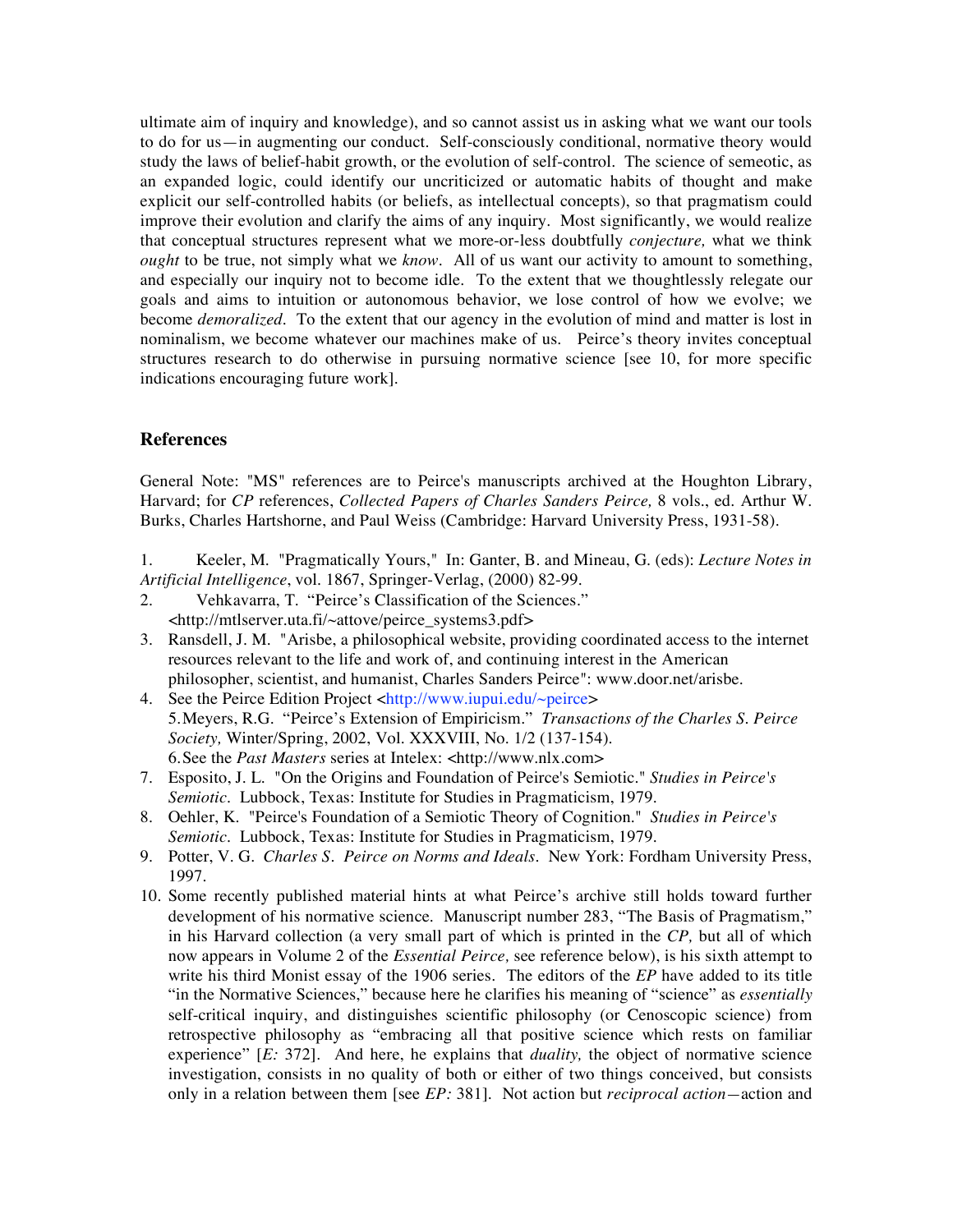ultimate aim of inquiry and knowledge), and so cannot assist us in asking what we want our tools to do for us—in augmenting our conduct. Self-consciously conditional, normative theory would study the laws of belief-habit growth, or the evolution of self-control. The science of semeotic, as an expanded logic, could identify our uncriticized or automatic habits of thought and make explicit our self-controlled habits (or beliefs, as intellectual concepts), so that pragmatism could improve their evolution and clarify the aims of any inquiry. Most significantly, we would realize that conceptual structures represent what we more-or-less doubtfully *conjecture,* what we think *ought* to be true, not simply what we *know*. All of us want our activity to amount to something, and especially our inquiry not to become idle. To the extent that we thoughtlessly relegate our goals and aims to intuition or autonomous behavior, we lose control of how we evolve; we become *demoralized*. To the extent that our agency in the evolution of mind and matter is lost in nominalism, we become whatever our machines make of us. Peirce's theory invites conceptual structures research to do otherwise in pursuing normative science [see 10, for more specific indications encouraging future work].

## References

General Note: "MS" references are to Peirce's manuscripts archived at the Houghton Library, Harvard; for *CP* references, *Collected Papers of Charles Sanders Peirce,* 8 vols., ed. Arthur W. Burks, Charles Hartshorne, and Paul Weiss (Cambridge: Harvard University Press, 1931-58).

1. Keeler, M. "Pragmatically Yours," In: Ganter, B. and Mineau, G. (eds): *Lecture Notes in Artificial Intelligence*, vol. 1867, Springer-Verlag, (2000) 82-99.
2. Vehkavarra, T. "Peirce's Classification of the Sciences." <http://mtlserver.uta.fi/~attove/peirce_systems3.pdf>
3. Ransdell, J. M. "Arisbe, a philosophical website, providing coordinated access to the internet resources relevant to the life and work of, and continuing interest in the American philosopher, scientist, and humanist, Charles Sanders Peirce": www.door.net/arisbe.
4. See the Peirce Edition Project <http://www.iupui.edu/~peirce>
5. Meyers, R.G. "Peirce's Extension of Empiricism." *Transactions of the Charles S. Peirce Society,* Winter/Spring, 2002, Vol. XXXVIII, No. 1/2 (137-154).
6. See the *Past Masters* series at Intelex: <http://www.nlx.com>
7. Esposito, J. L. "On the Origins and Foundation of Peirce's Semiotic." *Studies in Peirce's Semiotic*. Lubbock, Texas: Institute for Studies in Pragmaticism, 1979.
8. Oehler, K. "Peirce's Foundation of a Semiotic Theory of Cognition." *Studies in Peirce's Semiotic*. Lubbock, Texas: Institute for Studies in Pragmaticism, 1979.
9. Potter, V. G. *Charles S. Peirce on Norms and Ideals*. New York: Fordham University Press, 1997.
10. Some recently published material hints at what Peirce's archive still holds toward further development of his normative science. Manuscript number 283, "The Basis of Pragmatism," in his Harvard collection (a very small part of which is printed in the *CP,* but all of which now appears in Volume 2 of the *Essential Peirce,* see reference below), is his sixth attempt to write his third Monist essay of the 1906 series. The editors of the *EP* have added to its title "in the Normative Sciences," because here he clarifies his meaning of "science" as *essentially* self-critical inquiry, and distinguishes scientific philosophy (or Cenoscopic science) from retrospective philosophy as "embracing all that positive science which rests on familiar experience" [*E:* 372]. And here, he explains that *duality,* the object of normative science investigation, consists in no quality of both or either of two things conceived, but consists only in a relation between them [see *EP:* 381]. Not action but *reciprocal action*—action and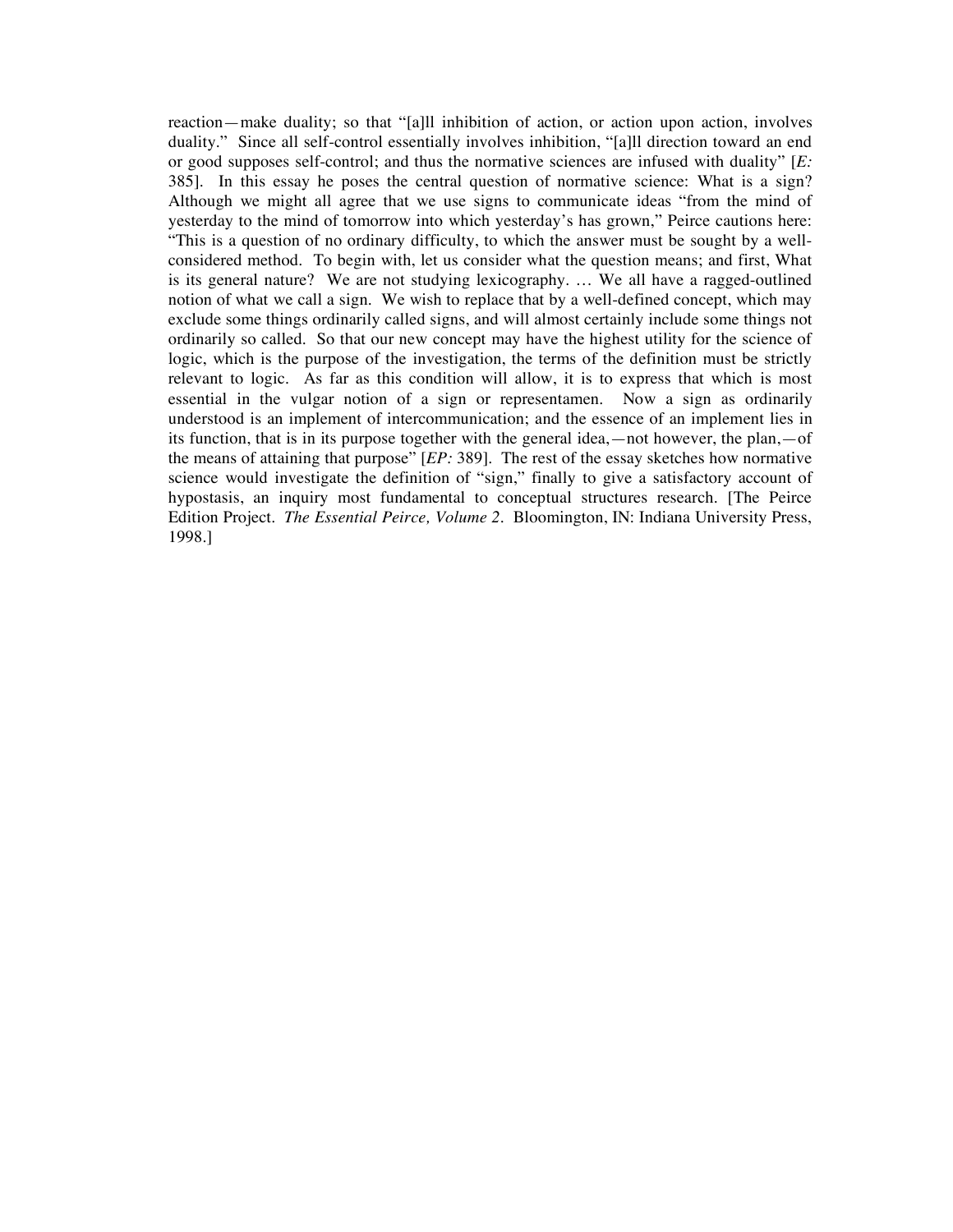reaction—make duality; so that "[a]ll inhibition of action, or action upon action, involves duality." Since all self-control essentially involves inhibition, "[a]ll direction toward an end or good supposes self-control; and thus the normative sciences are infused with duality" [*E:* 385]. In this essay he poses the central question of normative science: What is a sign? Although we might all agree that we use signs to communicate ideas "from the mind of yesterday to the mind of tomorrow into which yesterday's has grown," Peirce cautions here: "This is a question of no ordinary difficulty, to which the answer must be sought by a well-considered method. To begin with, let us consider what the question means; and first, What is its general nature? We are not studying lexicography. … We all have a ragged-outlined notion of what we call a sign. We wish to replace that by a well-defined concept, which may exclude some things ordinarily called signs, and will almost certainly include some things not ordinarily so called. So that our new concept may have the highest utility for the science of logic, which is the purpose of the investigation, the terms of the definition must be strictly relevant to logic. As far as this condition will allow, it is to express that which is most essential in the vulgar notion of a sign or representamen. Now a sign as ordinarily understood is an implement of intercommunication; and the essence of an implement lies in its function, that is in its purpose together with the general idea,—not however, the plan,—of the means of attaining that purpose" [*EP:* 389]. The rest of the essay sketches how normative science would investigate the definition of "sign," finally to give a satisfactory account of hypostasis, an inquiry most fundamental to conceptual structures research. [The Peirce Edition Project. *The Essential Peirce, Volume 2*. Bloomington, IN: Indiana University Press, 1998.]